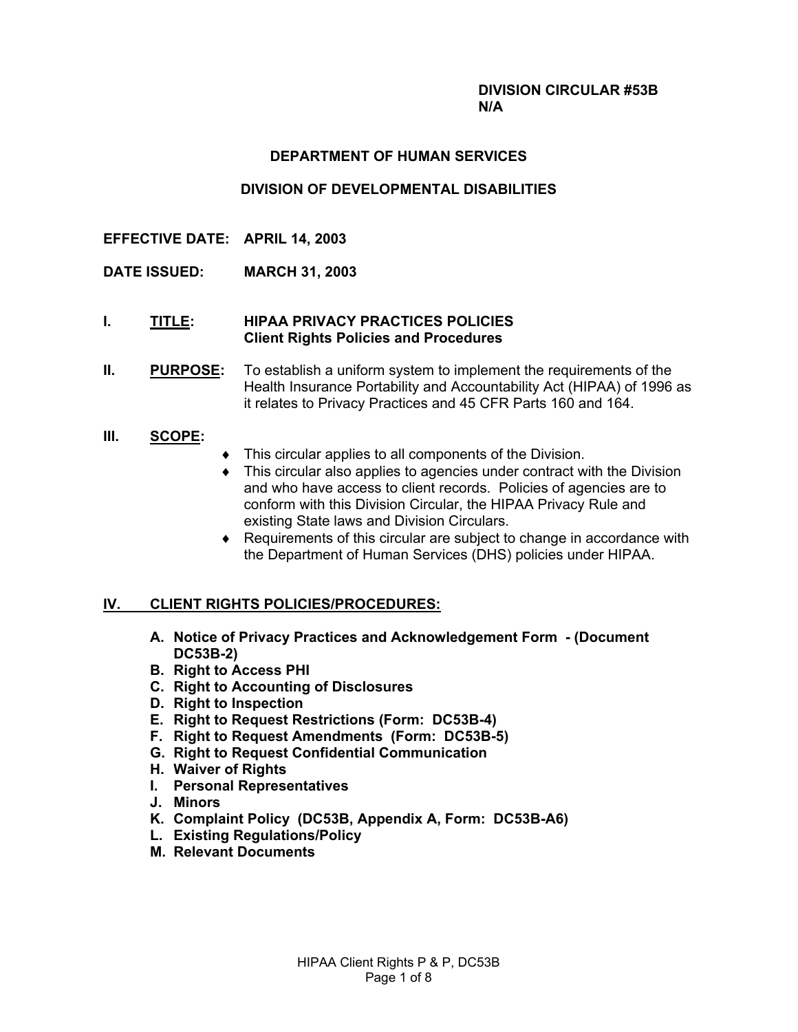**DIVISION CIRCULAR #53B**
**N/A**

# DEPARTMENT OF HUMAN SERVICES

## DIVISION OF DEVELOPMENTAL DISABILITIES

**EFFECTIVE DATE: APRIL 14, 2003**

**DATE ISSUED: MARCH 31, 2003**

**I. TITLE:** **HIPAA PRIVACY PRACTICES POLICIES**
**Client Rights Policies and Procedures**

**II. PURPOSE:** To establish a uniform system to implement the requirements of the Health Insurance Portability and Accountability Act (HIPAA) of 1996 as it relates to Privacy Practices and 45 CFR Parts 160 and 164.

**III. SCOPE:**

- This circular applies to all components of the Division.
- This circular also applies to agencies under contract with the Division and who have access to client records. Policies of agencies are to conform with this Division Circular, the HIPAA Privacy Rule and existing State laws and Division Circulars.
- Requirements of this circular are subject to change in accordance with the Department of Human Services (DHS) policies under HIPAA.

**IV. CLIENT RIGHTS POLICIES/PROCEDURES:**

- **A. Notice of Privacy Practices and Acknowledgement Form - (Document DC53B-2)**
- **B. Right to Access PHI**
- **C. Right to Accounting of Disclosures**
- **D. Right to Inspection**
- **E. Right to Request Restrictions (Form: DC53B-4)**
- **F. Right to Request Amendments (Form: DC53B-5)**
- **G. Right to Request Confidential Communication**
- **H. Waiver of Rights**
- **I. Personal Representatives**
- **J. Minors**
- **K. Complaint Policy (DC53B, Appendix A, Form: DC53B-A6)**
- **L. Existing Regulations/Policy**
- **M. Relevant Documents**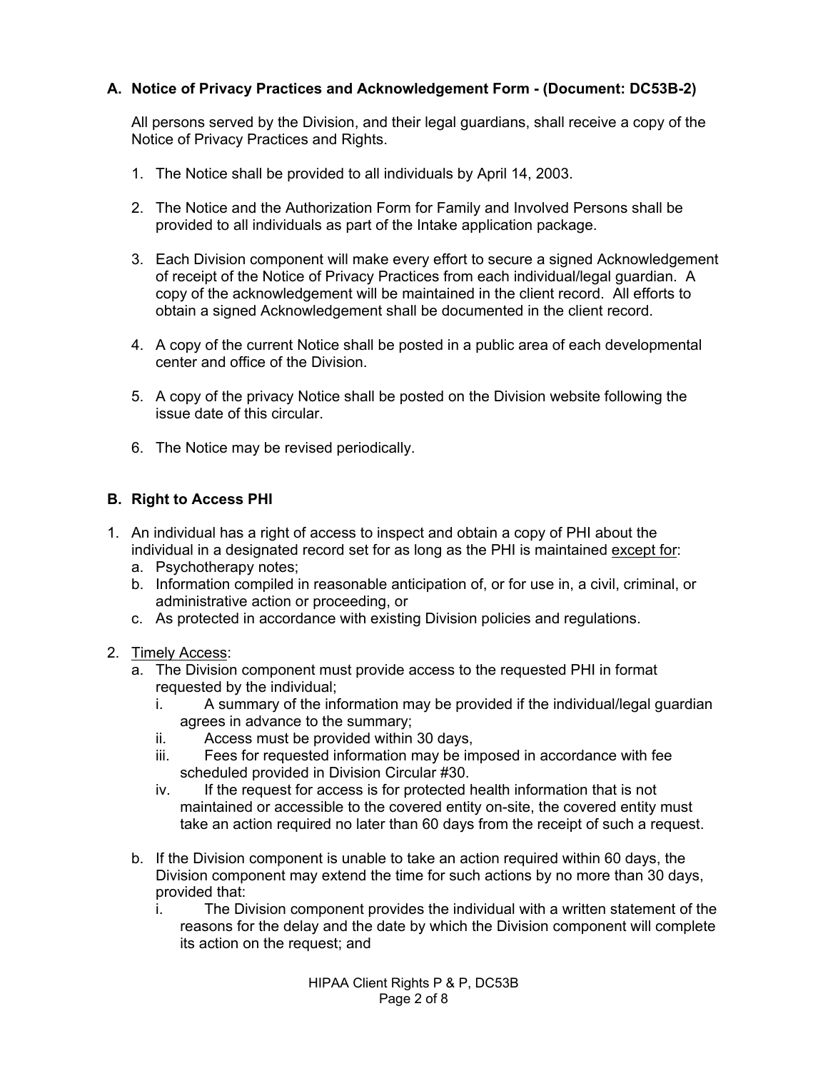### A. Notice of Privacy Practices and Acknowledgement Form - (Document: DC53B-2)

All persons served by the Division, and their legal guardians, shall receive a copy of the Notice of Privacy Practices and Rights.

1. The Notice shall be provided to all individuals by April 14, 2003.
2. The Notice and the Authorization Form for Family and Involved Persons shall be provided to all individuals as part of the Intake application package.
3. Each Division component will make every effort to secure a signed Acknowledgement of receipt of the Notice of Privacy Practices from each individual/legal guardian. A copy of the acknowledgement will be maintained in the client record. All efforts to obtain a signed Acknowledgement shall be documented in the client record.
4. A copy of the current Notice shall be posted in a public area of each developmental center and office of the Division.
5. A copy of the privacy Notice shall be posted on the Division website following the issue date of this circular.
6. The Notice may be revised periodically.

### B. Right to Access PHI

1. An individual has a right of access to inspect and obtain a copy of PHI about the individual in a designated record set for as long as the PHI is maintained <u>except for</u>:
   a. Psychotherapy notes;
   b. Information compiled in reasonable anticipation of, or for use in, a civil, criminal, or administrative action or proceeding, or
   c. As protected in accordance with existing Division policies and regulations.
2. <u>Timely Access</u>:
   a. The Division component must provide access to the requested PHI in format requested by the individual;
      i. A summary of the information may be provided if the individual/legal guardian agrees in advance to the summary;
      ii. Access must be provided within 30 days,
      iii. Fees for requested information may be imposed in accordance with fee scheduled provided in Division Circular #30.
      iv. If the request for access is for protected health information that is not maintained or accessible to the covered entity on-site, the covered entity must take an action required no later than 60 days from the receipt of such a request.

   b. If the Division component is unable to take an action required within 60 days, the Division component may extend the time for such actions by no more than 30 days, provided that:
      i. The Division component provides the individual with a written statement of the reasons for the delay and the date by which the Division component will complete its action on the request; and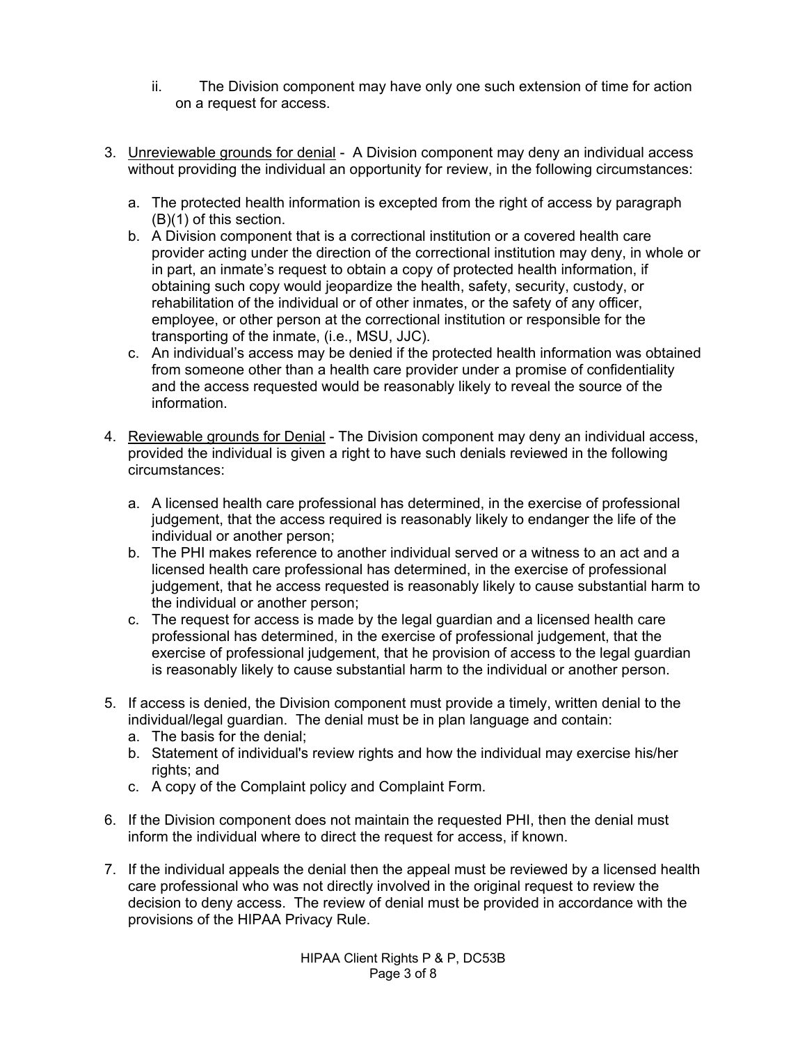ii. The Division component may have only one such extension of time for action on a request for access.

3. <u>Unreviewable grounds for denial</u> - A Division component may deny an individual access without providing the individual an opportunity for review, in the following circumstances:

   a. The protected health information is excepted from the right of access by paragraph (B)(1) of this section.
   b. A Division component that is a correctional institution or a covered health care provider acting under the direction of the correctional institution may deny, in whole or in part, an inmate's request to obtain a copy of protected health information, if obtaining such copy would jeopardize the health, safety, security, custody, or rehabilitation of the individual or of other inmates, or the safety of any officer, employee, or other person at the correctional institution or responsible for the transporting of the inmate, (i.e., MSU, JJC).
   c. An individual's access may be denied if the protected health information was obtained from someone other than a health care provider under a promise of confidentiality and the access requested would be reasonably likely to reveal the source of the information.

4. <u>Reviewable grounds for Denial</u> - The Division component may deny an individual access, provided the individual is given a right to have such denials reviewed in the following circumstances:

   a. A licensed health care professional has determined, in the exercise of professional judgement, that the access required is reasonably likely to endanger the life of the individual or another person;
   b. The PHI makes reference to another individual served or a witness to an act and a licensed health care professional has determined, in the exercise of professional judgement, that he access requested is reasonably likely to cause substantial harm to the individual or another person;
   c. The request for access is made by the legal guardian and a licensed health care professional has determined, in the exercise of professional judgement, that the exercise of professional judgement, that he provision of access to the legal guardian is reasonably likely to cause substantial harm to the individual or another person.

5. If access is denied, the Division component must provide a timely, written denial to the individual/legal guardian. The denial must be in plan language and contain:
   a. The basis for the denial;
   b. Statement of individual's review rights and how the individual may exercise his/her rights; and
   c. A copy of the Complaint policy and Complaint Form.

6. If the Division component does not maintain the requested PHI, then the denial must inform the individual where to direct the request for access, if known.

7. If the individual appeals the denial then the appeal must be reviewed by a licensed health care professional who was not directly involved in the original request to review the decision to deny access. The review of denial must be provided in accordance with the provisions of the HIPAA Privacy Rule.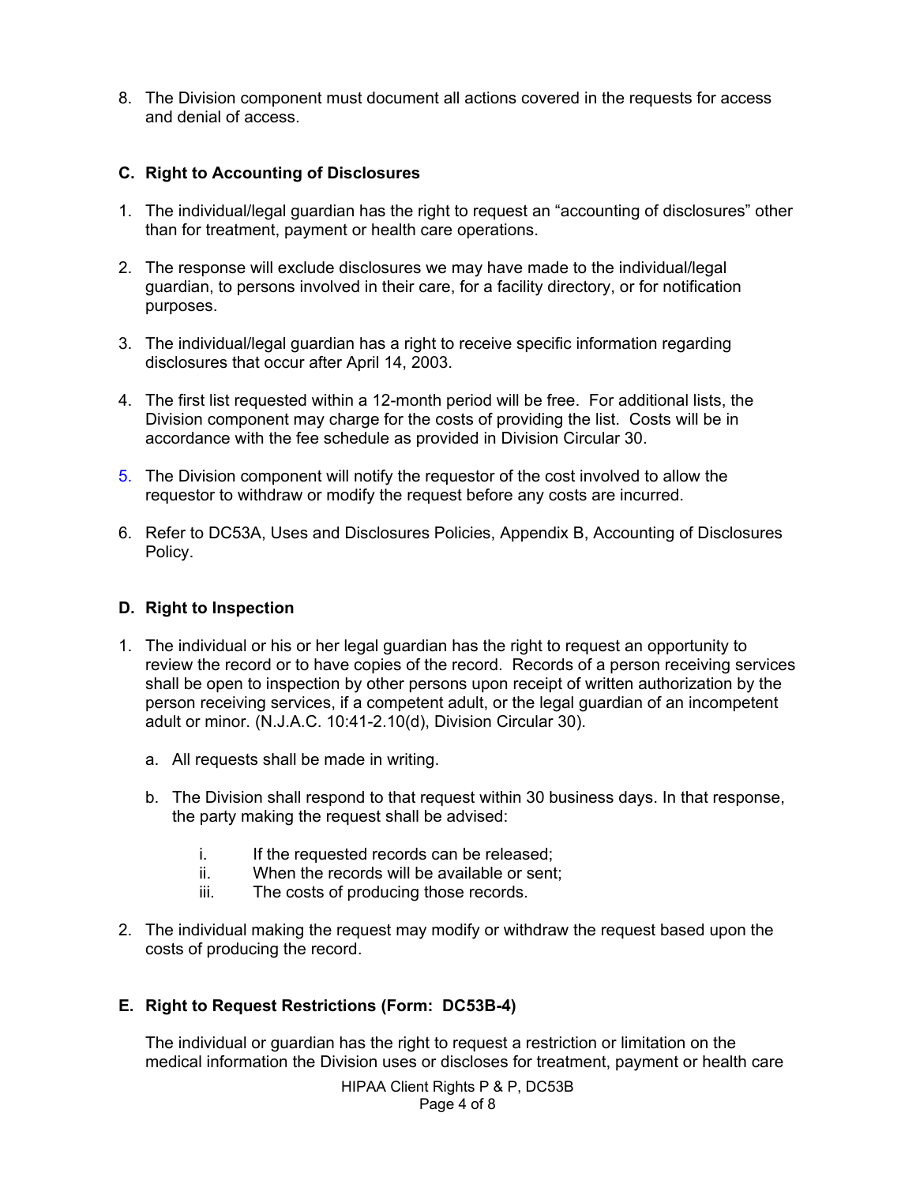8. The Division component must document all actions covered in the requests for access and denial of access.

### C. Right to Accounting of Disclosures

1. The individual/legal guardian has the right to request an "accounting of disclosures" other than for treatment, payment or health care operations.

2. The response will exclude disclosures we may have made to the individual/legal guardian, to persons involved in their care, for a facility directory, or for notification purposes.

3. The individual/legal guardian has a right to receive specific information regarding disclosures that occur after April 14, 2003.

4. The first list requested within a 12-month period will be free. For additional lists, the Division component may charge for the costs of providing the list. Costs will be in accordance with the fee schedule as provided in Division Circular 30.

5. The Division component will notify the requestor of the cost involved to allow the requestor to withdraw or modify the request before any costs are incurred.

6. Refer to DC53A, Uses and Disclosures Policies, Appendix B, Accounting of Disclosures Policy.

### D. Right to Inspection

1. The individual or his or her legal guardian has the right to request an opportunity to review the record or to have copies of the record. Records of a person receiving services shall be open to inspection by other persons upon receipt of written authorization by the person receiving services, if a competent adult, or the legal guardian of an incompetent adult or minor. (N.J.A.C. 10:41-2.10(d), Division Circular 30).

   a. All requests shall be made in writing.

   b. The Division shall respond to that request within 30 business days. In that response, the party making the request shall be advised:

      i. If the requested records can be released;
      ii. When the records will be available or sent;
      iii. The costs of producing those records.

2. The individual making the request may modify or withdraw the request based upon the costs of producing the record.

### E. Right to Request Restrictions (Form: DC53B-4)

The individual or guardian has the right to request a restriction or limitation on the medical information the Division uses or discloses for treatment, payment or health care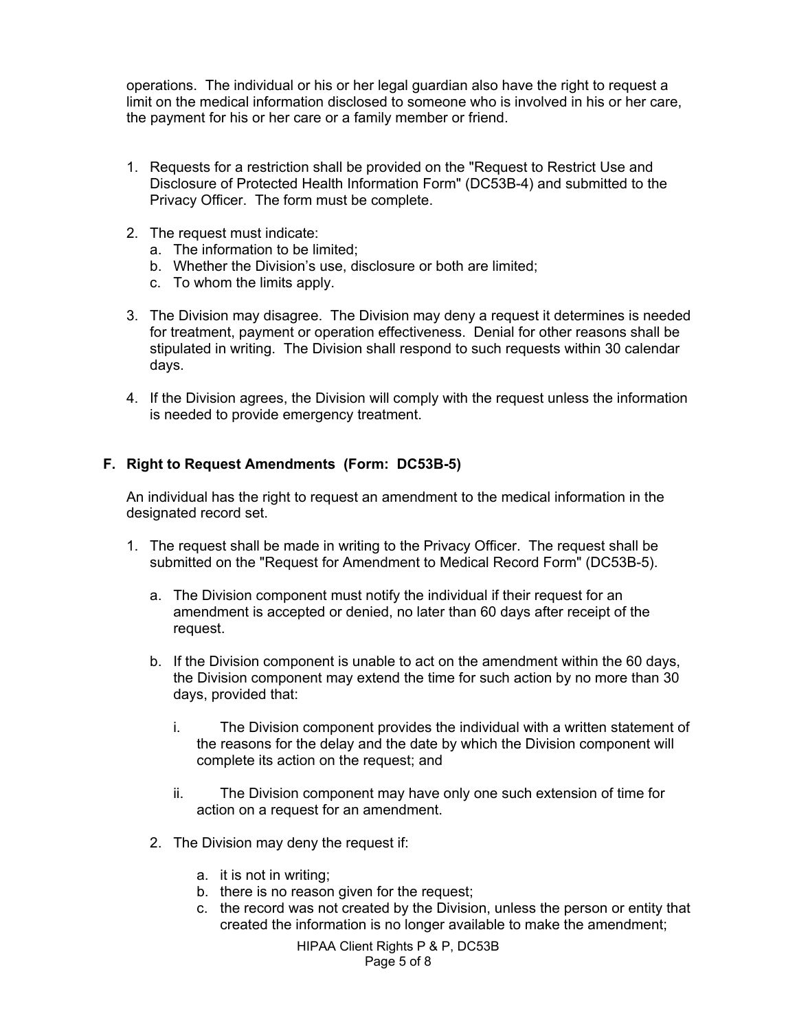operations. The individual or his or her legal guardian also have the right to request a limit on the medical information disclosed to someone who is involved in his or her care, the payment for his or her care or a family member or friend.

1. Requests for a restriction shall be provided on the "Request to Restrict Use and Disclosure of Protected Health Information Form" (DC53B-4) and submitted to the Privacy Officer. The form must be complete.

2. The request must indicate:
   a. The information to be limited;
   b. Whether the Division's use, disclosure or both are limited;
   c. To whom the limits apply.

3. The Division may disagree. The Division may deny a request it determines is needed for treatment, payment or operation effectiveness. Denial for other reasons shall be stipulated in writing. The Division shall respond to such requests within 30 calendar days.

4. If the Division agrees, the Division will comply with the request unless the information is needed to provide emergency treatment.

### F. Right to Request Amendments (Form: DC53B-5)

An individual has the right to request an amendment to the medical information in the designated record set.

1. The request shall be made in writing to the Privacy Officer. The request shall be submitted on the "Request for Amendment to Medical Record Form" (DC53B-5).

   a. The Division component must notify the individual if their request for an amendment is accepted or denied, no later than 60 days after receipt of the request.

   b. If the Division component is unable to act on the amendment within the 60 days, the Division component may extend the time for such action by no more than 30 days, provided that:

      i. The Division component provides the individual with a written statement of the reasons for the delay and the date by which the Division component will complete its action on the request; and

      ii. The Division component may have only one such extension of time for action on a request for an amendment.

2. The Division may deny the request if:

   a. it is not in writing;
   b. there is no reason given for the request;
   c. the record was not created by the Division, unless the person or entity that created the information is no longer available to make the amendment;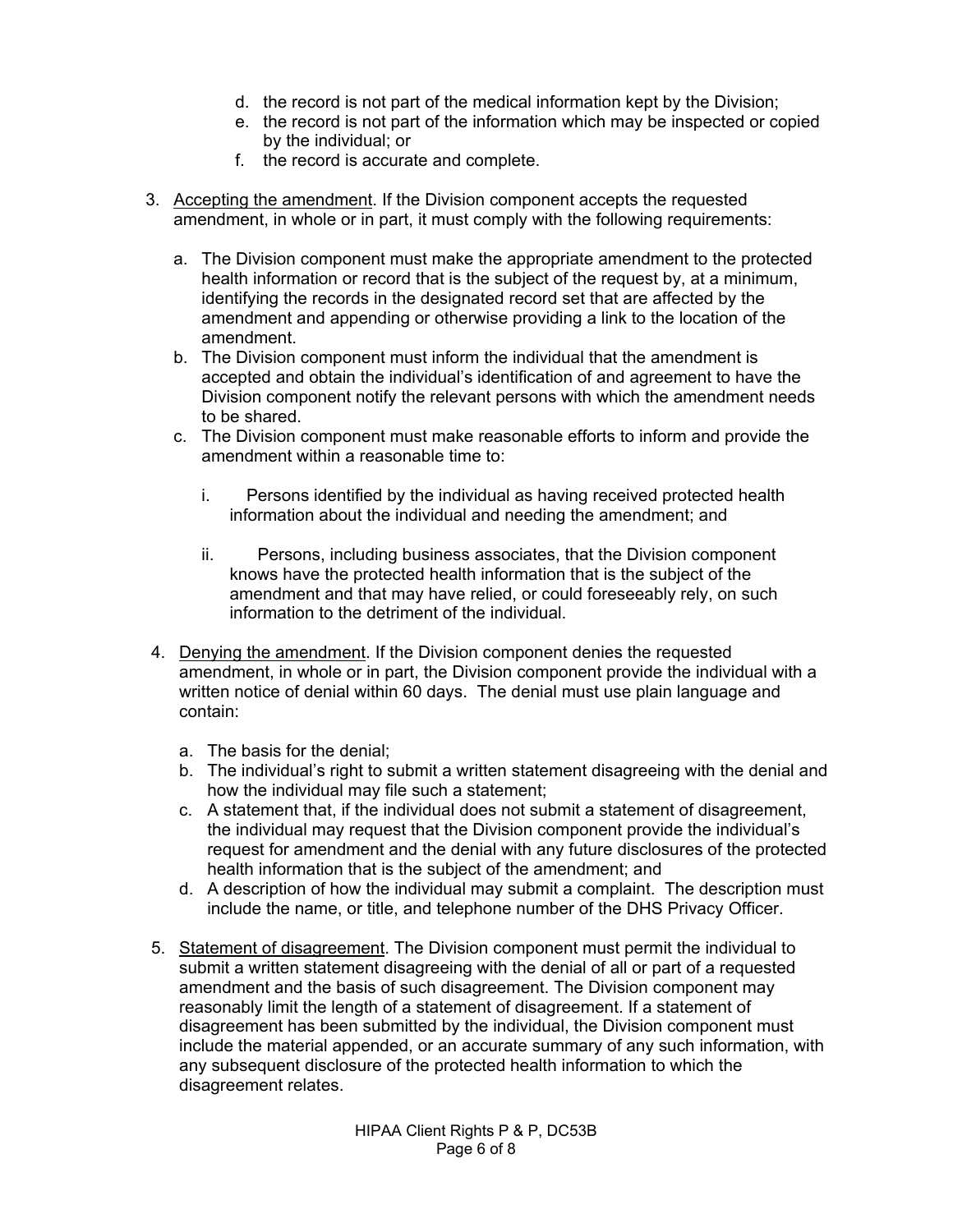d. the record is not part of the medical information kept by the Division;
e. the record is not part of the information which may be inspected or copied by the individual; or
f. the record is accurate and complete.

3. <u>Accepting the amendment</u>. If the Division component accepts the requested amendment, in whole or in part, it must comply with the following requirements:

   a. The Division component must make the appropriate amendment to the protected health information or record that is the subject of the request by, at a minimum, identifying the records in the designated record set that are affected by the amendment and appending or otherwise providing a link to the location of the amendment.
   b. The Division component must inform the individual that the amendment is accepted and obtain the individual's identification of and agreement to have the Division component notify the relevant persons with which the amendment needs to be shared.
   c. The Division component must make reasonable efforts to inform and provide the amendment within a reasonable time to:

      i. Persons identified by the individual as having received protected health information about the individual and needing the amendment; and

      ii. Persons, including business associates, that the Division component knows have the protected health information that is the subject of the amendment and that may have relied, or could foreseeably rely, on such information to the detriment of the individual.

4. <u>Denying the amendment</u>. If the Division component denies the requested amendment, in whole or in part, the Division component provide the individual with a written notice of denial within 60 days. The denial must use plain language and contain:

   a. The basis for the denial;
   b. The individual's right to submit a written statement disagreeing with the denial and how the individual may file such a statement;
   c. A statement that, if the individual does not submit a statement of disagreement, the individual may request that the Division component provide the individual's request for amendment and the denial with any future disclosures of the protected health information that is the subject of the amendment; and
   d. A description of how the individual may submit a complaint. The description must include the name, or title, and telephone number of the DHS Privacy Officer.

5. <u>Statement of disagreement</u>. The Division component must permit the individual to submit a written statement disagreeing with the denial of all or part of a requested amendment and the basis of such disagreement. The Division component may reasonably limit the length of a statement of disagreement. If a statement of disagreement has been submitted by the individual, the Division component must include the material appended, or an accurate summary of any such information, with any subsequent disclosure of the protected health information to which the disagreement relates.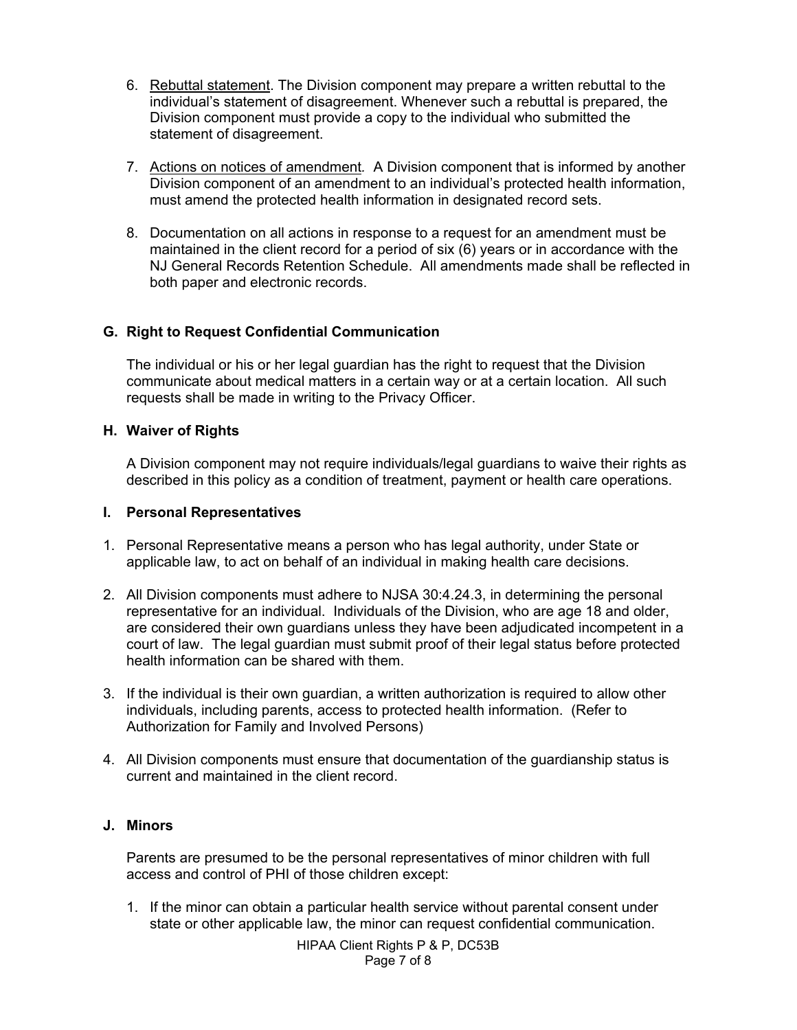6. <u>Rebuttal statement</u>. The Division component may prepare a written rebuttal to the individual's statement of disagreement. Whenever such a rebuttal is prepared, the Division component must provide a copy to the individual who submitted the statement of disagreement.

7. <u>Actions on notices of amendment</u>. A Division component that is informed by another Division component of an amendment to an individual's protected health information, must amend the protected health information in designated record sets.

8. Documentation on all actions in response to a request for an amendment must be maintained in the client record for a period of six (6) years or in accordance with the NJ General Records Retention Schedule. All amendments made shall be reflected in both paper and electronic records.

### G. Right to Request Confidential Communication

The individual or his or her legal guardian has the right to request that the Division communicate about medical matters in a certain way or at a certain location. All such requests shall be made in writing to the Privacy Officer.

### H. Waiver of Rights

A Division component may not require individuals/legal guardians to waive their rights as described in this policy as a condition of treatment, payment or health care operations.

### I. Personal Representatives

1. Personal Representative means a person who has legal authority, under State or applicable law, to act on behalf of an individual in making health care decisions.

2. All Division components must adhere to NJSA 30:4.24.3, in determining the personal representative for an individual. Individuals of the Division, who are age 18 and older, are considered their own guardians unless they have been adjudicated incompetent in a court of law. The legal guardian must submit proof of their legal status before protected health information can be shared with them.

3. If the individual is their own guardian, a written authorization is required to allow other individuals, including parents, access to protected health information. (Refer to Authorization for Family and Involved Persons)

4. All Division components must ensure that documentation of the guardianship status is current and maintained in the client record.

### J. Minors

Parents are presumed to be the personal representatives of minor children with full access and control of PHI of those children except:

1. If the minor can obtain a particular health service without parental consent under state or other applicable law, the minor can request confidential communication.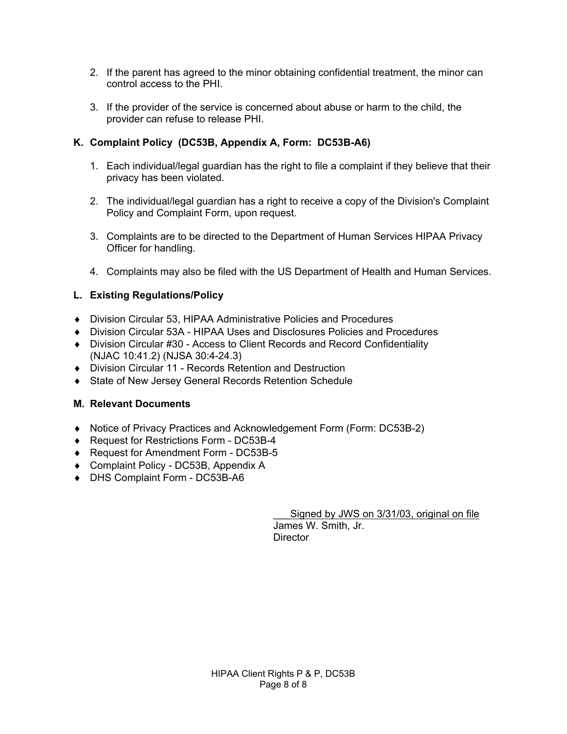2. If the parent has agreed to the minor obtaining confidential treatment, the minor can control access to the PHI.

3. If the provider of the service is concerned about abuse or harm to the child, the provider can refuse to release PHI.

## K. Complaint Policy (DC53B, Appendix A, Form: DC53B-A6)

1. Each individual/legal guardian has the right to file a complaint if they believe that their privacy has been violated.

2. The individual/legal guardian has a right to receive a copy of the Division's Complaint Policy and Complaint Form, upon request.

3. Complaints are to be directed to the Department of Human Services HIPAA Privacy Officer for handling.

4. Complaints may also be filed with the US Department of Health and Human Services.

## L. Existing Regulations/Policy

- Division Circular 53, HIPAA Administrative Policies and Procedures
- Division Circular 53A - HIPAA Uses and Disclosures Policies and Procedures
- Division Circular #30 - Access to Client Records and Record Confidentiality (NJAC 10:41.2) (NJSA 30:4-24.3)
- Division Circular 11 - Records Retention and Destruction
- State of New Jersey General Records Retention Schedule

## M. Relevant Documents

- Notice of Privacy Practices and Acknowledgement Form (Form: DC53B-2)
- Request for Restrictions Form - DC53B-4
- Request for Amendment Form - DC53B-5
- Complaint Policy - DC53B, Appendix A
- DHS Complaint Form - DC53B-A6

Signed by JWS on 3/31/03, original on file
James W. Smith, Jr.
Director